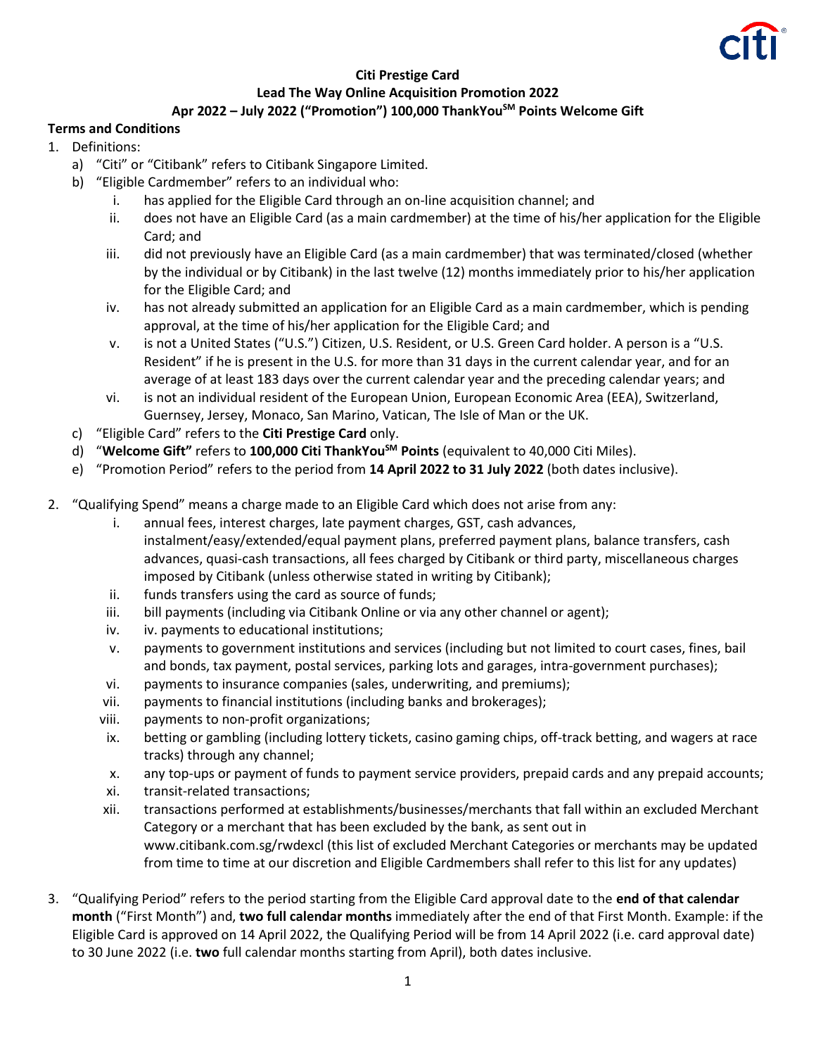**Citi Prestige Card**

**Lead The Way Online Acquisition Promotion 2022**

**Apr 2022 – July 2022 ("Promotion") 100,000 ThankYou℠ Points Welcome Gift**

**Terms and Conditions**

1. Definitions:
   a) "Citi" or "Citibank" refers to Citibank Singapore Limited.
   b) "Eligible Cardmember" refers to an individual who:
      i. has applied for the Eligible Card through an on-line acquisition channel; and
      ii. does not have an Eligible Card (as a main cardmember) at the time of his/her application for the Eligible Card; and
      iii. did not previously have an Eligible Card (as a main cardmember) that was terminated/closed (whether by the individual or by Citibank) in the last twelve (12) months immediately prior to his/her application for the Eligible Card; and
      iv. has not already submitted an application for an Eligible Card as a main cardmember, which is pending approval, at the time of his/her application for the Eligible Card; and
      v. is not a United States ("U.S.") Citizen, U.S. Resident, or U.S. Green Card holder. A person is a "U.S. Resident" if he is present in the U.S. for more than 31 days in the current calendar year, and for an average of at least 183 days over the current calendar year and the preceding calendar years; and
      vi. is not an individual resident of the European Union, European Economic Area (EEA), Switzerland, Guernsey, Jersey, Monaco, San Marino, Vatican, The Isle of Man or the UK.
   c) "Eligible Card" refers to the **Citi Prestige Card** only.
   d) "**Welcome Gift"** refers to **100,000 Citi ThankYou℠ Points** (equivalent to 40,000 Citi Miles).
   e) "Promotion Period" refers to the period from **14 April 2022 to 31 July 2022** (both dates inclusive).

2. "Qualifying Spend" means a charge made to an Eligible Card which does not arise from any:
   i. annual fees, interest charges, late payment charges, GST, cash advances, instalment/easy/extended/equal payment plans, preferred payment plans, balance transfers, cash advances, quasi-cash transactions, all fees charged by Citibank or third party, miscellaneous charges imposed by Citibank (unless otherwise stated in writing by Citibank);
   ii. funds transfers using the card as source of funds;
   iii. bill payments (including via Citibank Online or via any other channel or agent);
   iv. iv. payments to educational institutions;
   v. payments to government institutions and services (including but not limited to court cases, fines, bail and bonds, tax payment, postal services, parking lots and garages, intra-government purchases);
   vi. payments to insurance companies (sales, underwriting, and premiums);
   vii. payments to financial institutions (including banks and brokerages);
   viii. payments to non-profit organizations;
   ix. betting or gambling (including lottery tickets, casino gaming chips, off-track betting, and wagers at race tracks) through any channel;
   x. any top-ups or payment of funds to payment service providers, prepaid cards and any prepaid accounts;
   xi. transit-related transactions;
   xii. transactions performed at establishments/businesses/merchants that fall within an excluded Merchant Category or a merchant that has been excluded by the bank, as sent out in www.citibank.com.sg/rwdexcl (this list of excluded Merchant Categories or merchants may be updated from time to time at our discretion and Eligible Cardmembers shall refer to this list for any updates)

3. "Qualifying Period" refers to the period starting from the Eligible Card approval date to the **end of that calendar month** ("First Month") and, **two full calendar months** immediately after the end of that First Month. Example: if the Eligible Card is approved on 14 April 2022, the Qualifying Period will be from 14 April 2022 (i.e. card approval date) to 30 June 2022 (i.e. **two** full calendar months starting from April), both dates inclusive.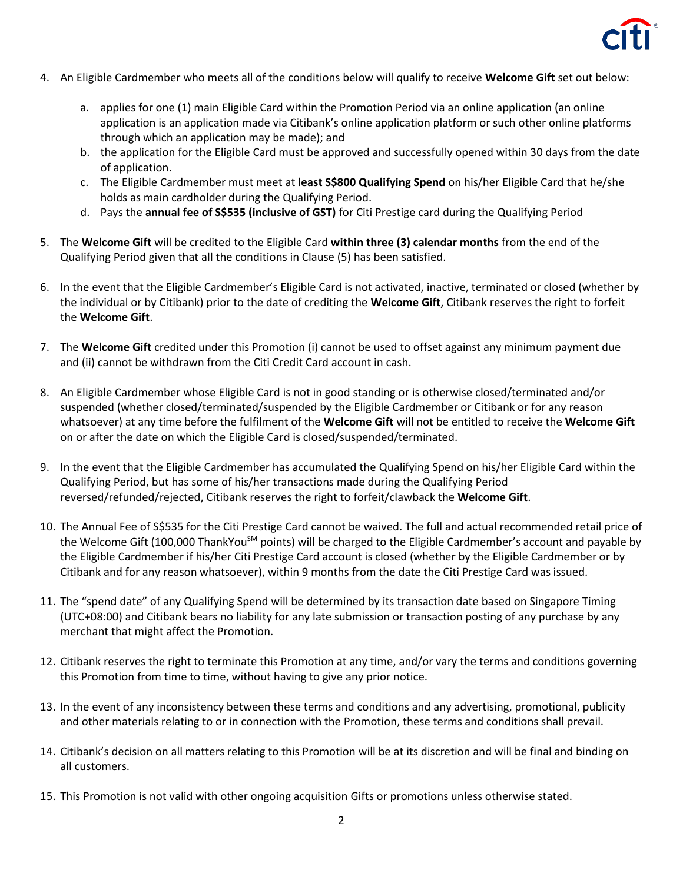4. An Eligible Cardmember who meets all of the conditions below will qualify to receive **Welcome Gift** set out below:

   a. applies for one (1) main Eligible Card within the Promotion Period via an online application (an online application is an application made via Citibank's online application platform or such other online platforms through which an application may be made); and

   b. the application for the Eligible Card must be approved and successfully opened within 30 days from the date of application.

   c. The Eligible Cardmember must meet at **least S$800 Qualifying Spend** on his/her Eligible Card that he/she holds as main cardholder during the Qualifying Period.

   d. Pays the **annual fee of S$535 (inclusive of GST)** for Citi Prestige card during the Qualifying Period

5. The **Welcome Gift** will be credited to the Eligible Card **within three (3) calendar months** from the end of the Qualifying Period given that all the conditions in Clause (5) has been satisfied.

6. In the event that the Eligible Cardmember's Eligible Card is not activated, inactive, terminated or closed (whether by the individual or by Citibank) prior to the date of crediting the **Welcome Gift**, Citibank reserves the right to forfeit the **Welcome Gift**.

7. The **Welcome Gift** credited under this Promotion (i) cannot be used to offset against any minimum payment due and (ii) cannot be withdrawn from the Citi Credit Card account in cash.

8. An Eligible Cardmember whose Eligible Card is not in good standing or is otherwise closed/terminated and/or suspended (whether closed/terminated/suspended by the Eligible Cardmember or Citibank or for any reason whatsoever) at any time before the fulfilment of the **Welcome Gift** will not be entitled to receive the **Welcome Gift** on or after the date on which the Eligible Card is closed/suspended/terminated.

9. In the event that the Eligible Cardmember has accumulated the Qualifying Spend on his/her Eligible Card within the Qualifying Period, but has some of his/her transactions made during the Qualifying Period reversed/refunded/rejected, Citibank reserves the right to forfeit/clawback the **Welcome Gift**.

10. The Annual Fee of S$535 for the Citi Prestige Card cannot be waived. The full and actual recommended retail price of the Welcome Gift (100,000 ThankYou[SM] points) will be charged to the Eligible Cardmember's account and payable by the Eligible Cardmember if his/her Citi Prestige Card account is closed (whether by the Eligible Cardmember or by Citibank and for any reason whatsoever), within 9 months from the date the Citi Prestige Card was issued.

11. The "spend date" of any Qualifying Spend will be determined by its transaction date based on Singapore Timing (UTC+08:00) and Citibank bears no liability for any late submission or transaction posting of any purchase by any merchant that might affect the Promotion.

12. Citibank reserves the right to terminate this Promotion at any time, and/or vary the terms and conditions governing this Promotion from time to time, without having to give any prior notice.

13. In the event of any inconsistency between these terms and conditions and any advertising, promotional, publicity and other materials relating to or in connection with the Promotion, these terms and conditions shall prevail.

14. Citibank's decision on all matters relating to this Promotion will be at its discretion and will be final and binding on all customers.

15. This Promotion is not valid with other ongoing acquisition Gifts or promotions unless otherwise stated.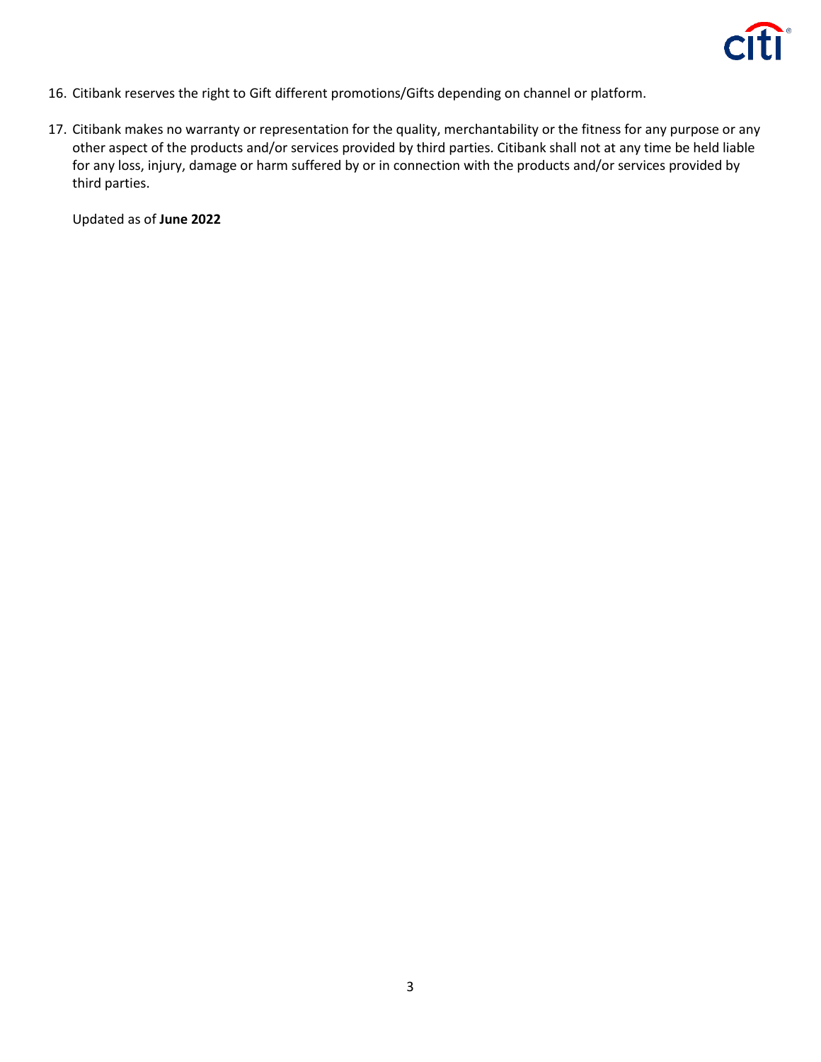16. Citibank reserves the right to Gift different promotions/Gifts depending on channel or platform.

17. Citibank makes no warranty or representation for the quality, merchantability or the fitness for any purpose or any other aspect of the products and/or services provided by third parties. Citibank shall not at any time be held liable for any loss, injury, damage or harm suffered by or in connection with the products and/or services provided by third parties.

    Updated as of **June 2022**